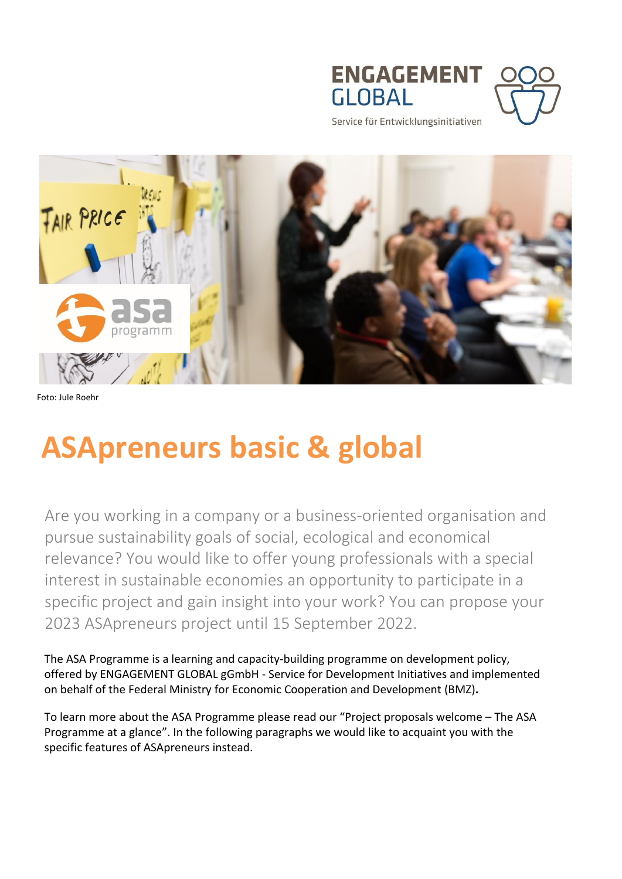ENGAGEMENT GLOBAL

Service für Entwicklungsinitiativen

Foto: Jule Roehr

# ASApreneurs basic & global

Are you working in a company or a business-oriented organisation and pursue sustainability goals of social, ecological and economical relevance? You would like to offer young professionals with a special interest in sustainable economies an opportunity to participate in a specific project and gain insight into your work? You can propose your 2023 ASApreneurs project until 15 September 2022.

The ASA Programme is a learning and capacity-building programme on development policy, offered by ENGAGEMENT GLOBAL gGmbH - Service for Development Initiatives and implemented on behalf of the Federal Ministry for Economic Cooperation and Development (BMZ).

To learn more about the ASA Programme please read our "Project proposals welcome – The ASA Programme at a glance". In the following paragraphs we would like to acquaint you with the specific features of ASApreneurs instead.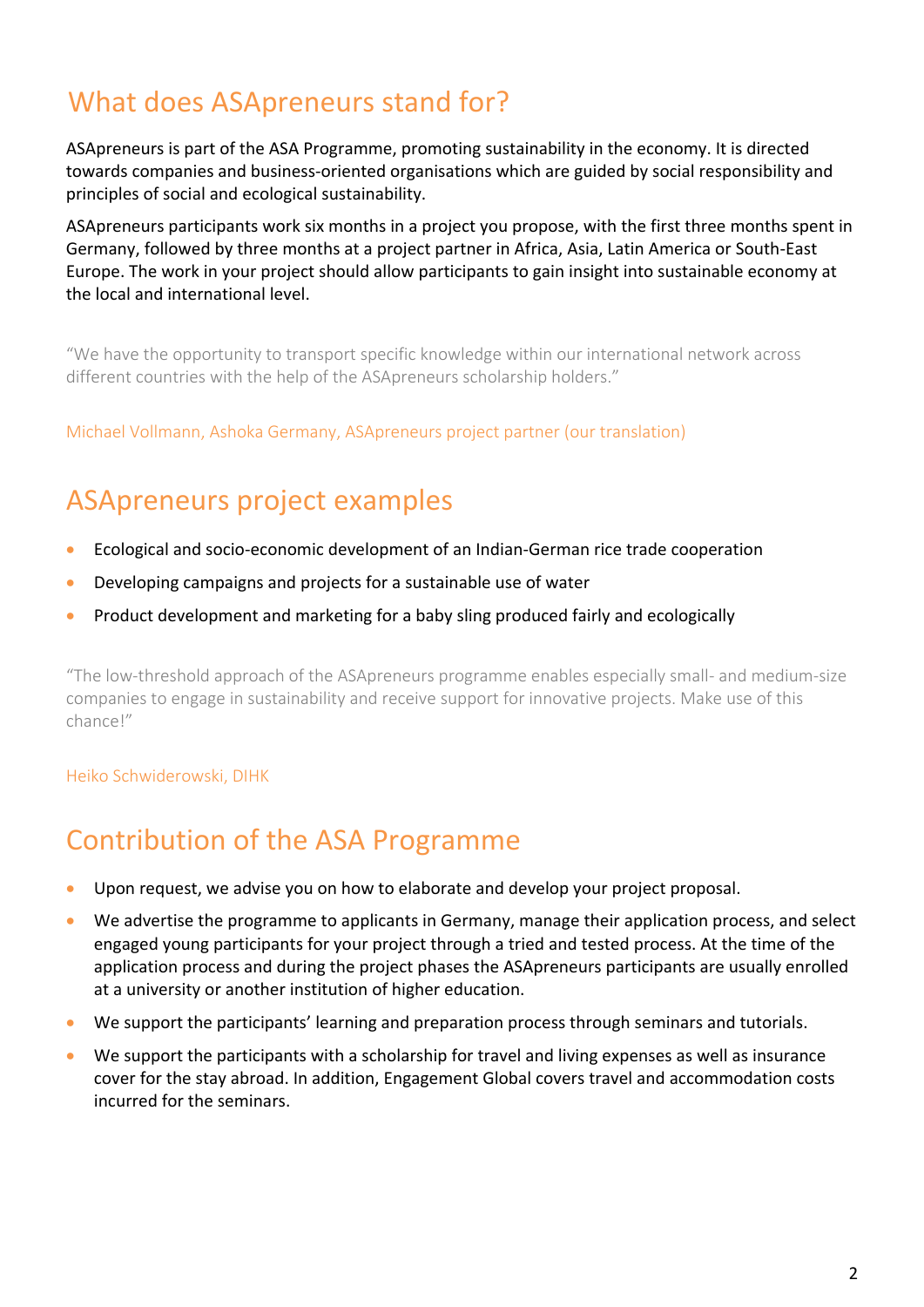## What does ASApreneurs stand for?

ASApreneurs is part of the ASA Programme, promoting sustainability in the economy. It is directed towards companies and business-oriented organisations which are guided by social responsibility and principles of social and ecological sustainability.

ASApreneurs participants work six months in a project you propose, with the first three months spent in Germany, followed by three months at a project partner in Africa, Asia, Latin America or South-East Europe. The work in your project should allow participants to gain insight into sustainable economy at the local and international level.

> "We have the opportunity to transport specific knowledge within our international network across different countries with the help of the ASApreneurs scholarship holders."

Michael Vollmann, Ashoka Germany, ASApreneurs project partner (our translation)

## ASApreneurs project examples

- Ecological and socio-economic development of an Indian-German rice trade cooperation
- Developing campaigns and projects for a sustainable use of water
- Product development and marketing for a baby sling produced fairly and ecologically

> "The low-threshold approach of the ASApreneurs programme enables especially small- and medium-size companies to engage in sustainability and receive support for innovative projects. Make use of this chance!"

Heiko Schwiderowski, DIHK

## Contribution of the ASA Programme

- Upon request, we advise you on how to elaborate and develop your project proposal.
- We advertise the programme to applicants in Germany, manage their application process, and select engaged young participants for your project through a tried and tested process. At the time of the application process and during the project phases the ASApreneurs participants are usually enrolled at a university or another institution of higher education.
- We support the participants' learning and preparation process through seminars and tutorials.
- We support the participants with a scholarship for travel and living expenses as well as insurance cover for the stay abroad. In addition, Engagement Global covers travel and accommodation costs incurred for the seminars.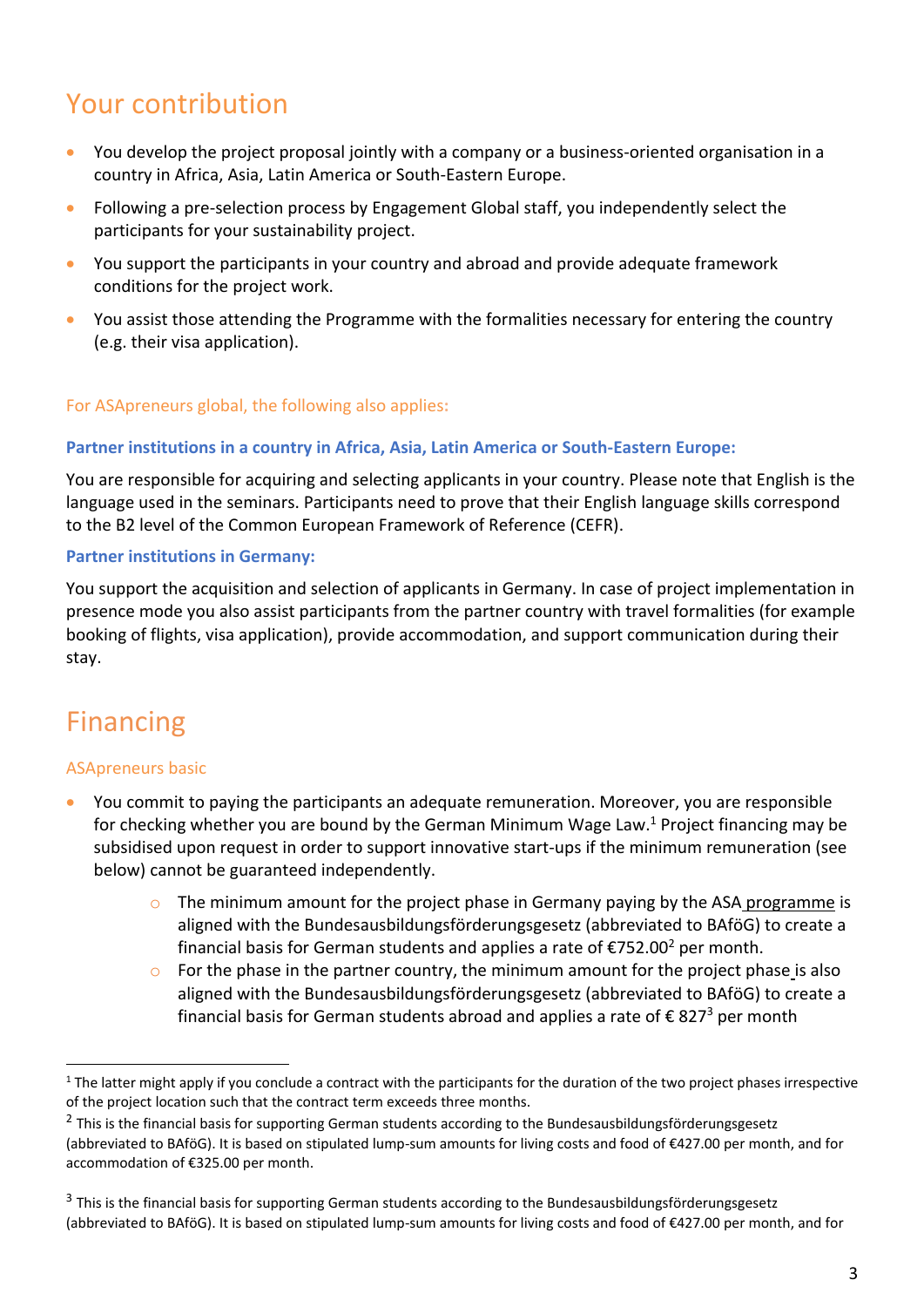## Your contribution

- You develop the project proposal jointly with a company or a business-oriented organisation in a country in Africa, Asia, Latin America or South-Eastern Europe.
- Following a pre-selection process by Engagement Global staff, you independently select the participants for your sustainability project.
- You support the participants in your country and abroad and provide adequate framework conditions for the project work.
- You assist those attending the Programme with the formalities necessary for entering the country (e.g. their visa application).

### For ASApreneurs global, the following also applies:

**Partner institutions in a country in Africa, Asia, Latin America or South-Eastern Europe:**

You are responsible for acquiring and selecting applicants in your country. Please note that English is the language used in the seminars. Participants need to prove that their English language skills correspond to the B2 level of the Common European Framework of Reference (CEFR).

**Partner institutions in Germany:**

You support the acquisition and selection of applicants in Germany. In case of project implementation in presence mode you also assist participants from the partner country with travel formalities (for example booking of flights, visa application), provide accommodation, and support communication during their stay.

## Financing

### ASApreneurs basic

- You commit to paying the participants an adequate remuneration. Moreover, you are responsible for checking whether you are bound by the German Minimum Wage Law.[1] Project financing may be subsidised upon request in order to support innovative start-ups if the minimum remuneration (see below) cannot be guaranteed independently.
    - The minimum amount for the project phase in Germany paying by the ASA programme is aligned with the Bundesausbildungsförderungsgesetz (abbreviated to BAföG) to create a financial basis for German students and applies a rate of €752.00[2] per month.
    - For the phase in the partner country, the minimum amount for the project phase is also aligned with the Bundesausbildungsförderungsgesetz (abbreviated to BAföG) to create a financial basis for German students abroad and applies a rate of € 827[3] per month

---

[1] The latter might apply if you conclude a contract with the participants for the duration of the two project phases irrespective of the project location such that the contract term exceeds three months.

[2] This is the financial basis for supporting German students according to the Bundesausbildungsförderungsgesetz (abbreviated to BAföG). It is based on stipulated lump-sum amounts for living costs and food of €427.00 per month, and for accommodation of €325.00 per month.

[3] This is the financial basis for supporting German students according to the Bundesausbildungsförderungsgesetz (abbreviated to BAföG). It is based on stipulated lump-sum amounts for living costs and food of €427.00 per month, and for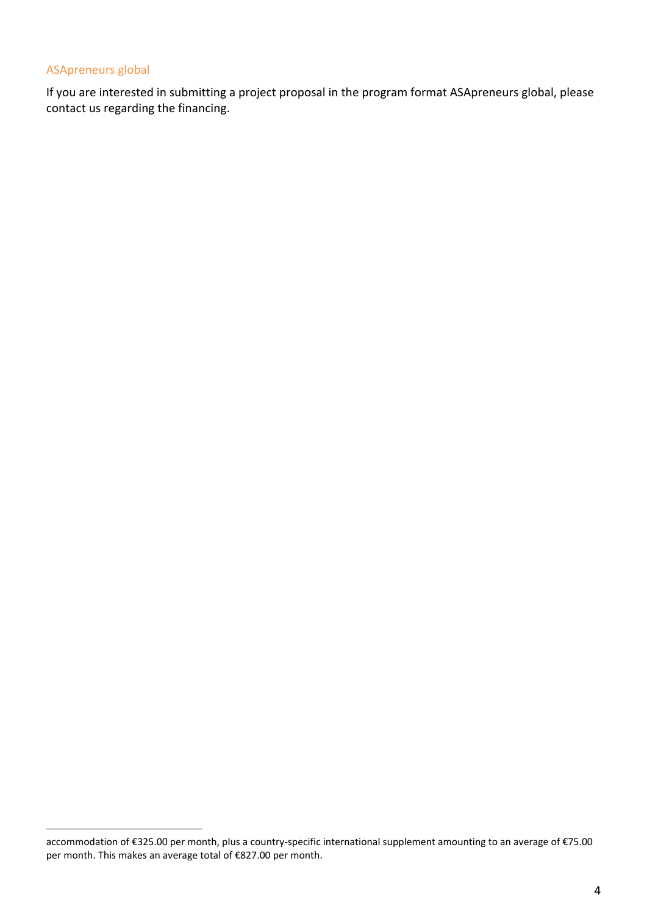### ASApreneurs global

If you are interested in submitting a project proposal in the program format ASApreneurs global, please contact us regarding the financing.

---

accommodation of €325.00 per month, plus a country-specific international supplement amounting to an average of €75.00 per month. This makes an average total of €827.00 per month.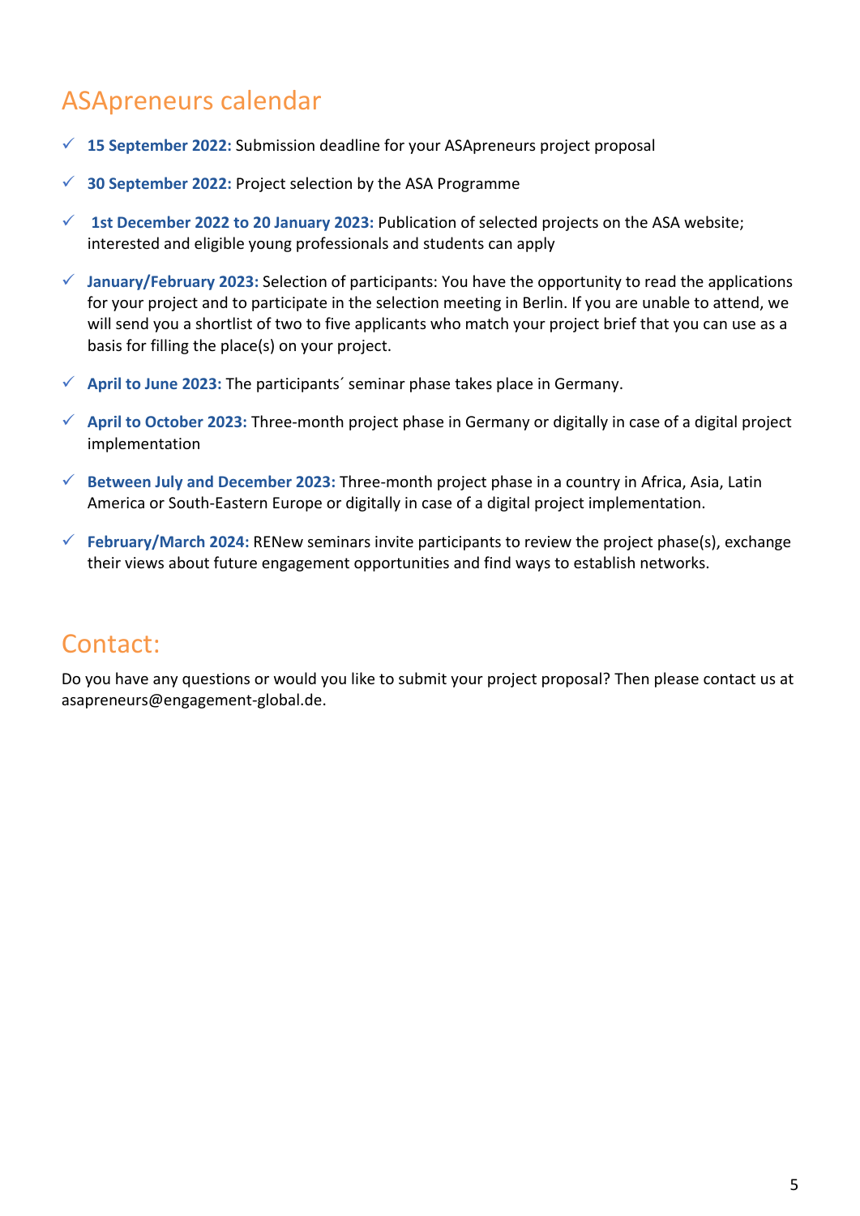## ASApreneurs calendar

- ✓ **15 September 2022:** Submission deadline for your ASApreneurs project proposal
- ✓ **30 September 2022:** Project selection by the ASA Programme
- ✓ **1st December 2022 to 20 January 2023:** Publication of selected projects on the ASA website; interested and eligible young professionals and students can apply
- ✓ **January/February 2023:** Selection of participants: You have the opportunity to read the applications for your project and to participate in the selection meeting in Berlin. If you are unable to attend, we will send you a shortlist of two to five applicants who match your project brief that you can use as a basis for filling the place(s) on your project.
- ✓ **April to June 2023:** The participants´ seminar phase takes place in Germany.
- ✓ **April to October 2023:** Three-month project phase in Germany or digitally in case of a digital project implementation
- ✓ **Between July and December 2023:** Three-month project phase in a country in Africa, Asia, Latin America or South-Eastern Europe or digitally in case of a digital project implementation.
- ✓ **February/March 2024:** RENew seminars invite participants to review the project phase(s), exchange their views about future engagement opportunities and find ways to establish networks.

## Contact:

Do you have any questions or would you like to submit your project proposal? Then please contact us at asapreneurs@engagement-global.de.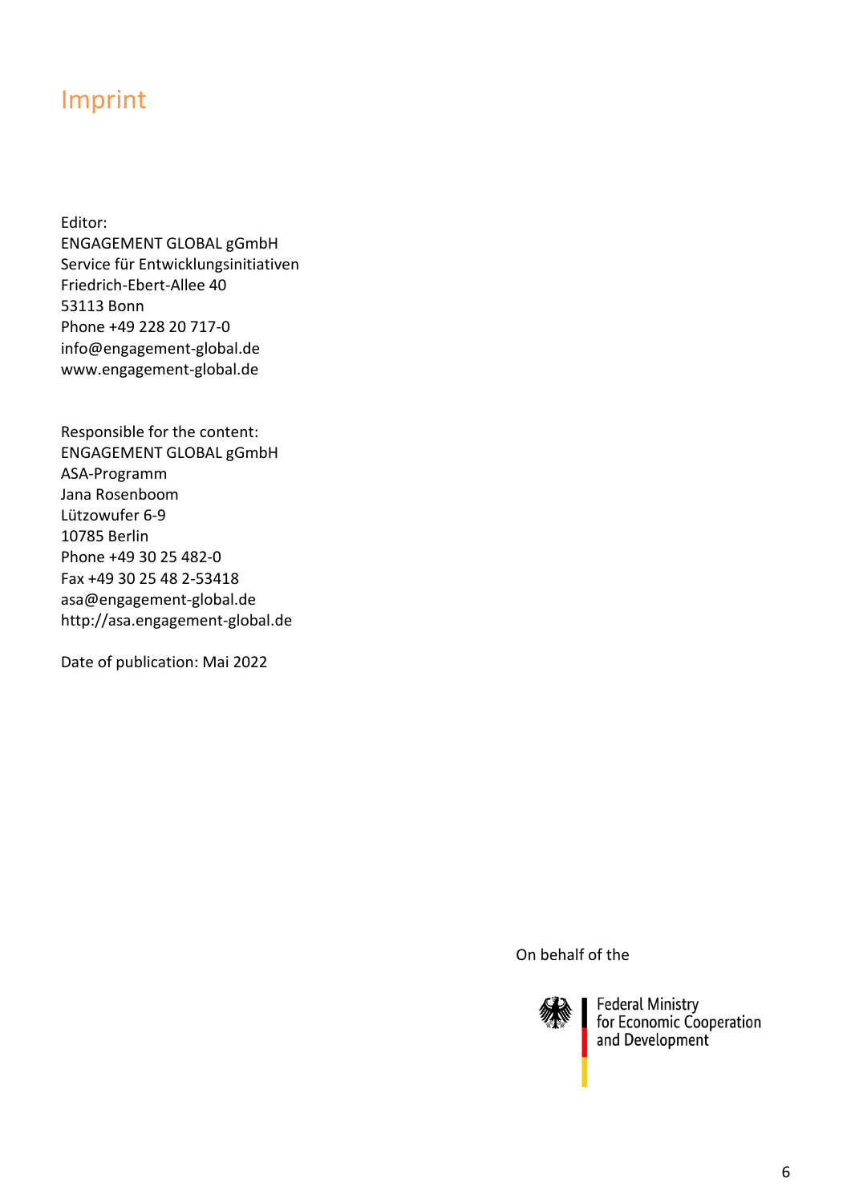# Imprint

Editor:
ENGAGEMENT GLOBAL gGmbH
Service für Entwicklungsinitiativen
Friedrich-Ebert-Allee 40
53113 Bonn
Phone +49 228 20 717-0
info@engagement-global.de
www.engagement-global.de

Responsible for the content:
ENGAGEMENT GLOBAL gGmbH
ASA-Programm
Jana Rosenboom
Lützowufer 6-9
10785 Berlin
Phone +49 30 25 482-0
Fax +49 30 25 48 2-53418
asa@engagement-global.de
http://asa.engagement-global.de

Date of publication: Mai 2022

On behalf of the

Federal Ministry
for Economic Cooperation
and Development